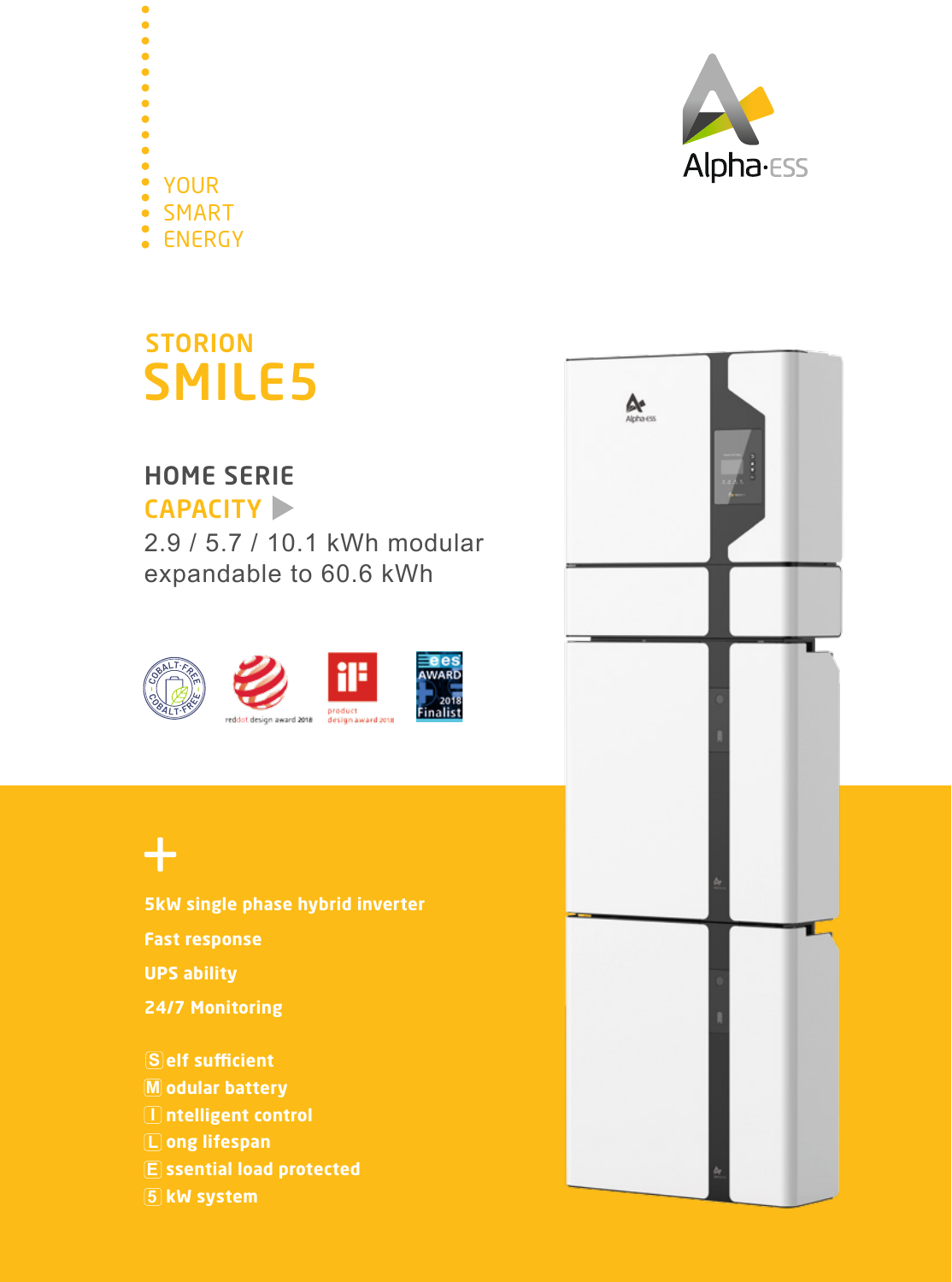YOUR
SMART
ENERGY

Alpha·ESS

## STORION
# SMILE5

### HOME SERIE
### CAPACITY ▶

2.9 / 5.7 / 10.1 kWh modular
expandable to 60.6 kWh

COBALT-FREE

reddot design award 2018

product design award 2018

ees AWARD 2018 Finalist

+

**5kW single phase hybrid inverter**

**Fast response**

**UPS ability**

**24/7 Monitoring**

**S elf sufficient**
**M odular battery**
**I ntelligent control**
**L ong lifespan**
**E ssential load protected**
**5 kW system**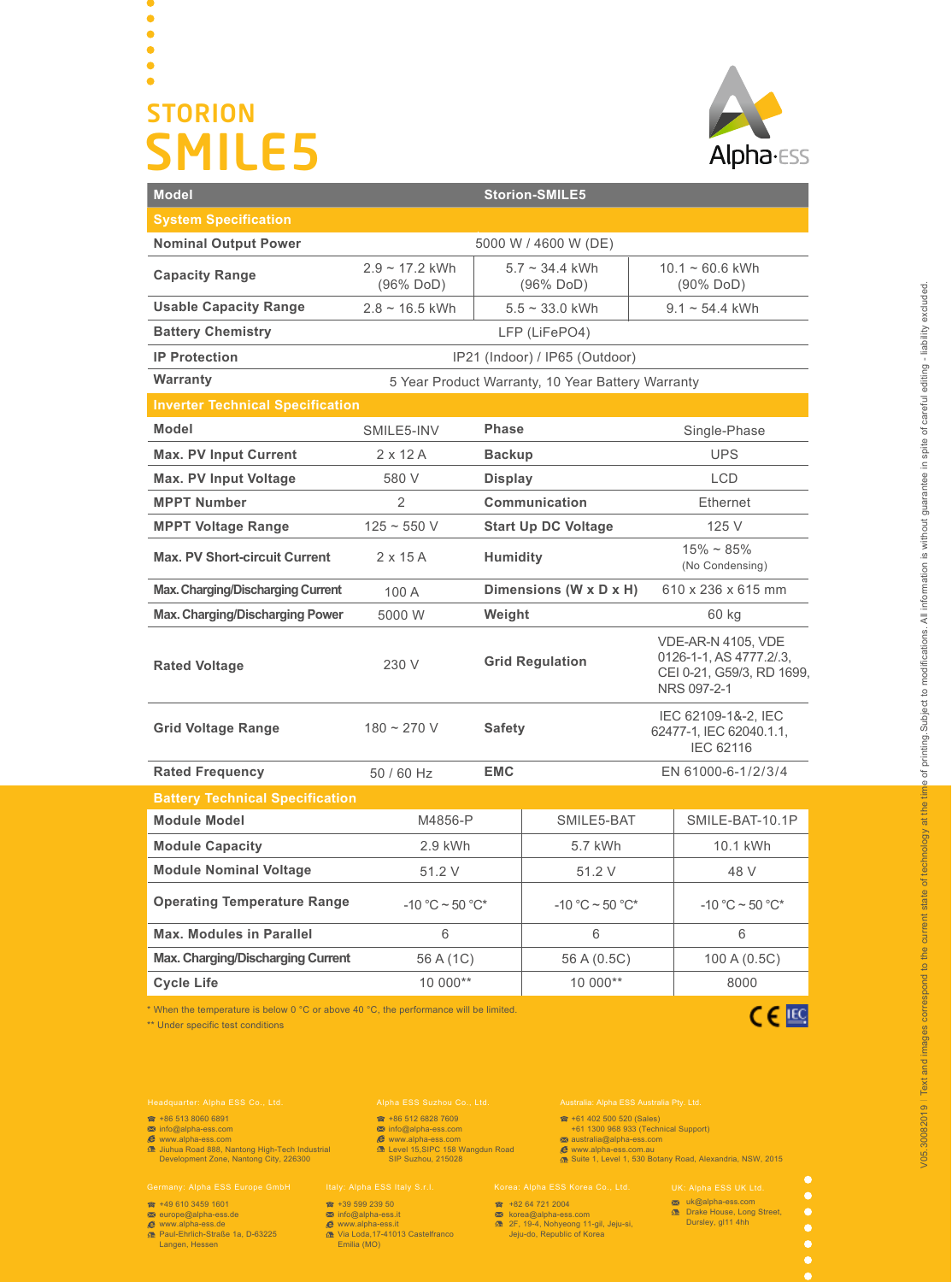# STORION
# SMILE5

Alpha·ESS

| Model | Storion-SMILE5 | | |
|---|---|---|---|
| **System Specification** | | | |
| Nominal Output Power | 5000 W / 4600 W (DE) | | |
| Capacity Range | 2.9 ~ 17.2 kWh (96% DoD) | 5.7 ~ 34.4 kWh (96% DoD) | 10.1 ~ 60.6 kWh (90% DoD) |
| Usable Capacity Range | 2.8 ~ 16.5 kWh | 5.5 ~ 33.0 kWh | 9.1 ~ 54.4 kWh |
| Battery Chemistry | LFP (LiFePO4) | | |
| IP Protection | IP21 (Indoor) / IP65 (Outdoor) | | |
| Warranty | 5 Year Product Warranty, 10 Year Battery Warranty | | |

| **Inverter Technical Specification** | | | |
|---|---|---|---|
| Model | SMILE5-INV | Phase | Single-Phase |
| Max. PV Input Current | 2 x 12 A | Backup | UPS |
| Max. PV Input Voltage | 580 V | Display | LCD |
| MPPT Number | 2 | Communication | Ethernet |
| MPPT Voltage Range | 125 ~ 550 V | Start Up DC Voltage | 125 V |
| Max. PV Short-circuit Current | 2 x 15 A | Humidity | 15% ~ 85% (No Condensing) |
| Max. Charging/Discharging Current | 100 A | Dimensions (W x D x H) | 610 x 236 x 615 mm |
| Max. Charging/Discharging Power | 5000 W | Weight | 60 kg |
| Rated Voltage | 230 V | Grid Regulation | VDE-AR-N 4105, VDE 0126-1-1, AS 4777.2/.3, CEI 0-21, G59/3, RD 1699, NRS 097-2-1 |
| Grid Voltage Range | 180 ~ 270 V | Safety | IEC 62109-1&-2, IEC 62477-1, IEC 62040.1.1, IEC 62116 |
| Rated Frequency | 50 / 60 Hz | EMC | EN 61000-6-1/2/3/4 |

| **Battery Technical Specification** | | | |
|---|---|---|---|
| Module Model | M4856-P | SMILE5-BAT | SMILE-BAT-10.1P |
| Module Capacity | 2.9 kWh | 5.7 kWh | 10.1 kWh |
| Module Nominal Voltage | 51.2 V | 51.2 V | 48 V |
| Operating Temperature Range | -10 °C ~ 50 °C* | -10 °C ~ 50 °C* | -10 °C ~ 50 °C* |
| Max. Modules in Parallel | 6 | 6 | 6 |
| Max. Charging/Discharging Current | 56 A (1C) | 56 A (0.5C) | 100 A (0.5C) |
| Cycle Life | 10 000** | 10 000** | 8000 |

\* When the temperature is below 0 °C or above 40 °C, the performance will be limited.

\** Under specific test conditions

Headquarter: Alpha ESS Co., Ltd.
+86 513 8060 6891
info@alpha-ess.com
www.alpha-ess.com
Jiuhua Road 888, Nantong High-Tech Industrial Development Zone, Nantong City, 226300

Alpha ESS Suzhou Co., Ltd.
+86 512 6828 7609
info@alpha-ess.com
www.alpha-ess.com
Level 15,SIPC 158 Wangdun Road SIP Suzhou, 215028

Australia: Alpha ESS Australia Pty. Ltd.
+61 402 500 520 (Sales)
+61 1300 968 933 (Technical Support)
australia@alpha-ess.com
www.alpha-ess.com.au
Suite 1, Level 1, 530 Botany Road, Alexandria, NSW, 2015

Germany: Alpha ESS Europe GmbH
+49 610 3459 1601
europe@alpha-ess.de
www.alpha-ess.de
Paul-Ehrlich-Straße 1a, D-63225 Langen, Hessen

Italy: Alpha ESS Italy S.r.l.
+39 599 239 50
info@alpha-ess.it
www.alpha-ess.it
Via Loda,17-41013 Castelfranco Emilia (MO)

Korea: Alpha ESS Korea Co., Ltd.
+82 64 721 2004
korea@alpha-ess.com
2F, 19-4, Nohyeong 11-gil, Jeju-si, Jeju-do, Republic of Korea

UK: Alpha ESS UK Ltd.
uk@alpha-ess.com
Drake House, Long Street, Dursley, gl11 4hh

V05.30082019 Text and images correspond to the current state of technology at the time of printing.Subject to modifications. All information is without guarantee in spite of careful editing - liability excluded.